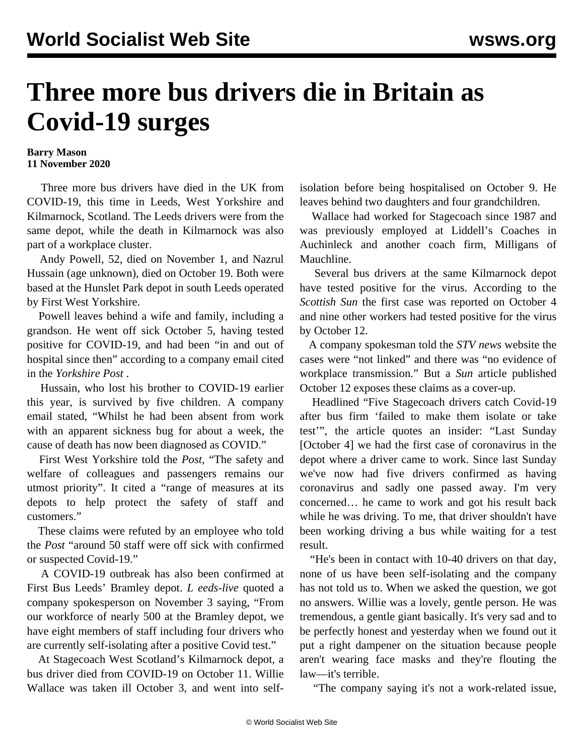# Three more bus drivers die in Britain as Covid-19 surges

**Barry Mason**
**11 November 2020**

Three more bus drivers have died in the UK from COVID-19, this time in Leeds, West Yorkshire and Kilmarnock, Scotland. The Leeds drivers were from the same depot, while the death in Kilmarnock was also part of a workplace cluster.

Andy Powell, 52, died on November 1, and Nazrul Hussain (age unknown), died on October 19. Both were based at the Hunslet Park depot in south Leeds operated by First West Yorkshire.

Powell leaves behind a wife and family, including a grandson. He went off sick October 5, having tested positive for COVID-19, and had been "in and out of hospital since then" according to a company email cited in the *Yorkshire Post* .

Hussain, who lost his brother to COVID-19 earlier this year, is survived by five children. A company email stated, "Whilst he had been absent from work with an apparent sickness bug for about a week, the cause of death has now been diagnosed as COVID."

First West Yorkshire told the *Post*, "The safety and welfare of colleagues and passengers remains our utmost priority". It cited a "range of measures at its depots to help protect the safety of staff and customers."

These claims were refuted by an employee who told the *Post* "around 50 staff were off sick with confirmed or suspected Covid-19."

A COVID-19 outbreak has also been confirmed at First Bus Leeds' Bramley depot. *L eeds-live* quoted a company spokesperson on November 3 saying, "From our workforce of nearly 500 at the Bramley depot, we have eight members of staff including four drivers who are currently self-isolating after a positive Covid test."

At Stagecoach West Scotland's Kilmarnock depot, a bus driver died from COVID-19 on October 11. Willie Wallace was taken ill October 3, and went into self-isolation before being hospitalised on October 9. He leaves behind two daughters and four grandchildren.

Wallace had worked for Stagecoach since 1987 and was previously employed at Liddell's Coaches in Auchinleck and another coach firm, Milligans of Mauchline.

Several bus drivers at the same Kilmarnock depot have tested positive for the virus. According to the *Scottish Sun* the first case was reported on October 4 and nine other workers had tested positive for the virus by October 12.

A company spokesman told the *STV news* website the cases were "not linked" and there was "no evidence of workplace transmission." But a *Sun* article published October 12 exposes these claims as a cover-up.

Headlined "Five Stagecoach drivers catch Covid-19 after bus firm 'failed to make them isolate or take test'", the article quotes an insider: "Last Sunday [October 4] we had the first case of coronavirus in the depot where a driver came to work. Since last Sunday we've now had five drivers confirmed as having coronavirus and sadly one passed away. I'm very concerned… he came to work and got his result back while he was driving. To me, that driver shouldn't have been working driving a bus while waiting for a test result.

"He's been in contact with 10-40 drivers on that day, none of us have been self-isolating and the company has not told us to. When we asked the question, we got no answers. Willie was a lovely, gentle person. He was tremendous, a gentle giant basically. It's very sad and to be perfectly honest and yesterday when we found out it put a right dampener on the situation because people aren't wearing face masks and they're flouting the law—it's terrible.

"The company saying it's not a work-related issue,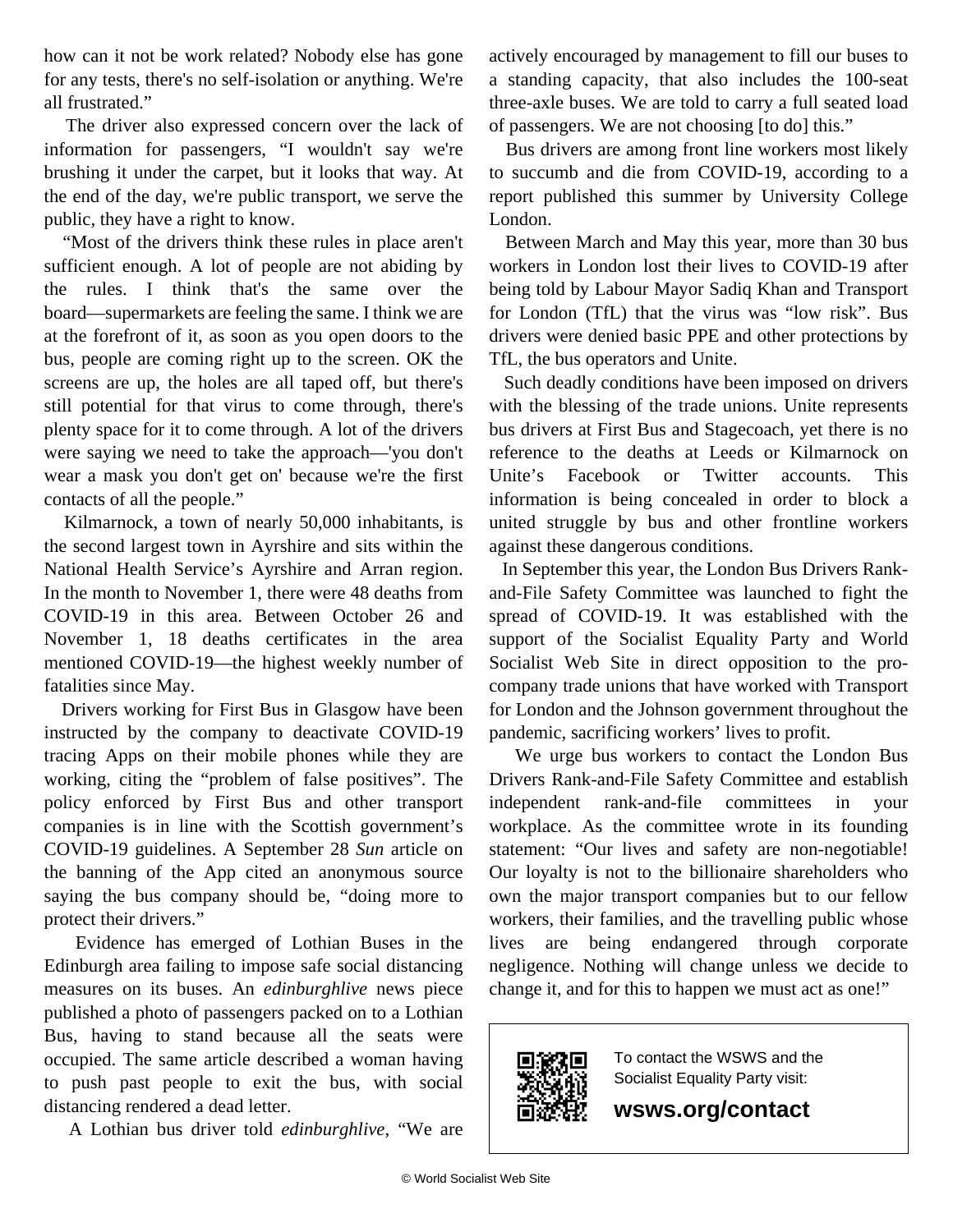how can it not be work related? Nobody else has gone for any tests, there's no self-isolation or anything. We're all frustrated."

The driver also expressed concern over the lack of information for passengers, "I wouldn't say we're brushing it under the carpet, but it looks that way. At the end of the day, we're public transport, we serve the public, they have a right to know.

"Most of the drivers think these rules in place aren't sufficient enough. A lot of people are not abiding by the rules. I think that's the same over the board—supermarkets are feeling the same. I think we are at the forefront of it, as soon as you open doors to the bus, people are coming right up to the screen. OK the screens are up, the holes are all taped off, but there's still potential for that virus to come through, there's plenty space for it to come through. A lot of the drivers were saying we need to take the approach—'you don't wear a mask you don't get on' because we're the first contacts of all the people."

Kilmarnock, a town of nearly 50,000 inhabitants, is the second largest town in Ayrshire and sits within the National Health Service's Ayrshire and Arran region. In the month to November 1, there were 48 deaths from COVID-19 in this area. Between October 26 and November 1, 18 deaths certificates in the area mentioned COVID-19—the highest weekly number of fatalities since May.

Drivers working for First Bus in Glasgow have been instructed by the company to deactivate COVID-19 tracing Apps on their mobile phones while they are working, citing the "problem of false positives". The policy enforced by First Bus and other transport companies is in line with the Scottish government's COVID-19 guidelines. A September 28 *Sun* article on the banning of the App cited an anonymous source saying the bus company should be, "doing more to protect their drivers."

Evidence has emerged of Lothian Buses in the Edinburgh area failing to impose safe social distancing measures on its buses. An *edinburghlive* news piece published a photo of passengers packed on to a Lothian Bus, having to stand because all the seats were occupied. The same article described a woman having to push past people to exit the bus, with social distancing rendered a dead letter.

A Lothian bus driver told *edinburghlive*, "We are actively encouraged by management to fill our buses to a standing capacity, that also includes the 100-seat three-axle buses. We are told to carry a full seated load of passengers. We are not choosing [to do] this."

Bus drivers are among front line workers most likely to succumb and die from COVID-19, according to a report published this summer by University College London.

Between March and May this year, more than 30 bus workers in London lost their lives to COVID-19 after being told by Labour Mayor Sadiq Khan and Transport for London (TfL) that the virus was "low risk". Bus drivers were denied basic PPE and other protections by TfL, the bus operators and Unite.

Such deadly conditions have been imposed on drivers with the blessing of the trade unions. Unite represents bus drivers at First Bus and Stagecoach, yet there is no reference to the deaths at Leeds or Kilmarnock on Unite's Facebook or Twitter accounts. This information is being concealed in order to block a united struggle by bus and other frontline workers against these dangerous conditions.

In September this year, the London Bus Drivers Rank-and-File Safety Committee was launched to fight the spread of COVID-19. It was established with the support of the Socialist Equality Party and World Socialist Web Site in direct opposition to the pro-company trade unions that have worked with Transport for London and the Johnson government throughout the pandemic, sacrificing workers' lives to profit.

We urge bus workers to contact the London Bus Drivers Rank-and-File Safety Committee and establish independent rank-and-file committees in your workplace. As the committee wrote in its founding statement: "Our lives and safety are non-negotiable! Our loyalty is not to the billionaire shareholders who own the major transport companies but to our fellow workers, their families, and the travelling public whose lives are being endangered through corporate negligence. Nothing will change unless we decide to change it, and for this to happen we must act as one!"

To contact the WSWS and the Socialist Equality Party visit:

**wsws.org/contact**